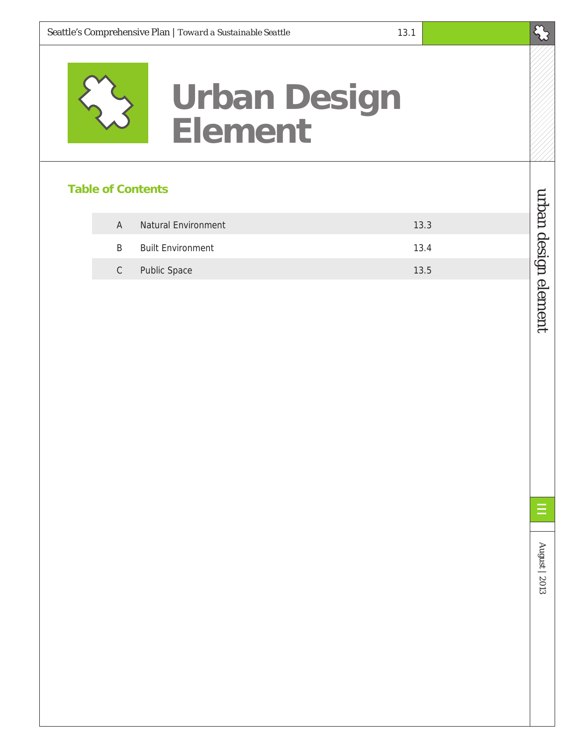# Urban Design Element

## Table of Contents

| | | |
|---|---|---|
| A | Natural Environment | 13.3 |
| B | Built Environment | 13.4 |
| C | Public Space | 13.5 |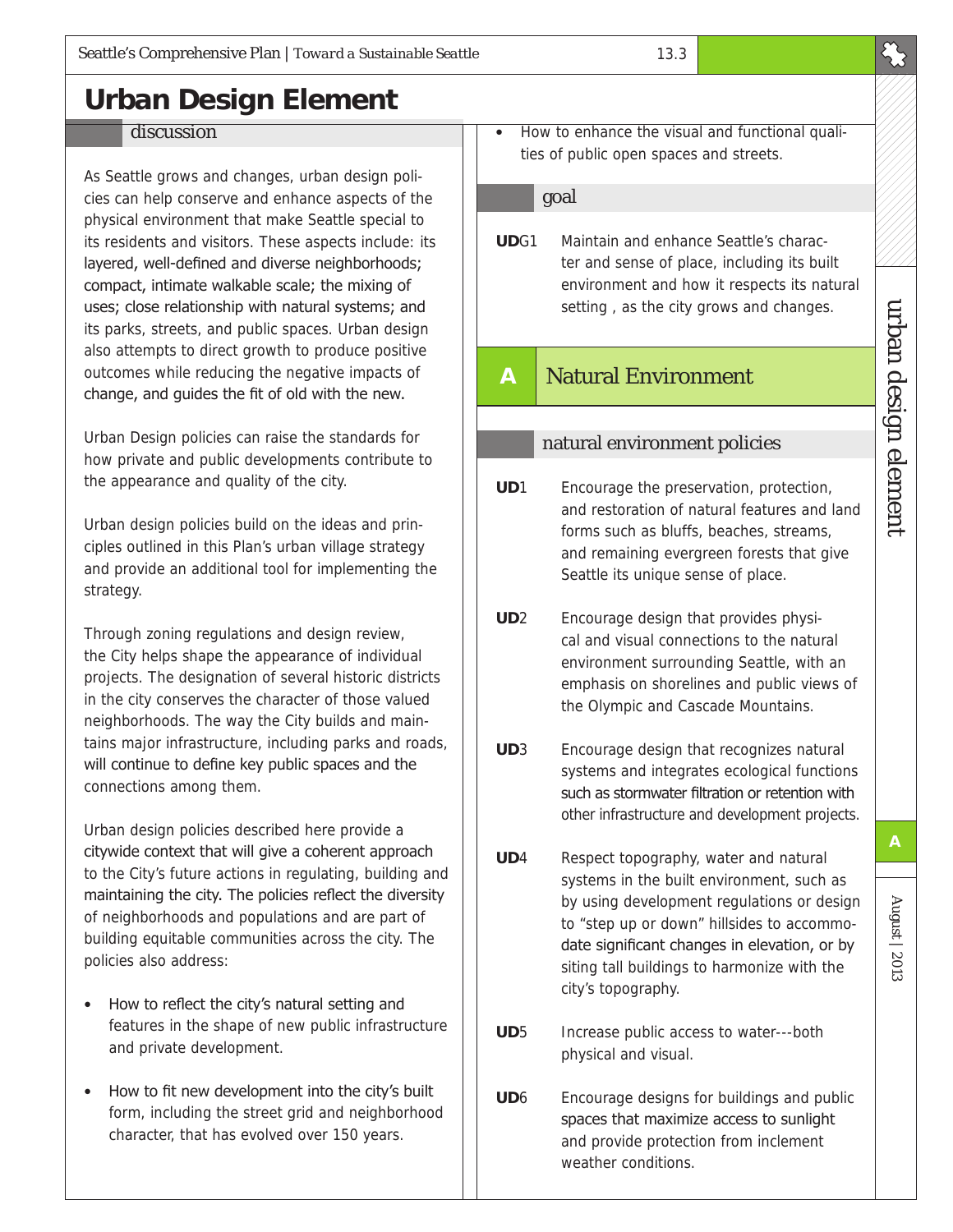# Urban Design Element

## discussion

As Seattle grows and changes, urban design policies can help conserve and enhance aspects of the physical environment that make Seattle special to its residents and visitors. These aspects include: its layered, well-defined and diverse neighborhoods; compact, intimate walkable scale; the mixing of uses; close relationship with natural systems; and its parks, streets, and public spaces. Urban design also attempts to direct growth to produce positive outcomes while reducing the negative impacts of change, and guides the fit of old with the new.

Urban Design policies can raise the standards for how private and public developments contribute to the appearance and quality of the city.

Urban design policies build on the ideas and principles outlined in this Plan's urban village strategy and provide an additional tool for implementing the strategy.

Through zoning regulations and design review, the City helps shape the appearance of individual projects. The designation of several historic districts in the city conserves the character of those valued neighborhoods. The way the City builds and maintains major infrastructure, including parks and roads, will continue to define key public spaces and the connections among them.

Urban design policies described here provide a citywide context that will give a coherent approach to the City's future actions in regulating, building and maintaining the city. The policies reflect the diversity of neighborhoods and populations and are part of building equitable communities across the city. The policies also address:

- How to reflect the city's natural setting and features in the shape of new public infrastructure and private development.
- How to fit new development into the city's built form, including the street grid and neighborhood character, that has evolved over 150 years.
- How to enhance the visual and functional qualities of public open spaces and streets.

## goal

**UD**G1 Maintain and enhance Seattle's character and sense of place, including its built environment and how it respects its natural setting , as the city grows and changes.

## A Natural Environment

### natural environment policies

**UD**1 Encourage the preservation, protection, and restoration of natural features and land forms such as bluffs, beaches, streams, and remaining evergreen forests that give Seattle its unique sense of place.

**UD**2 Encourage design that provides physical and visual connections to the natural environment surrounding Seattle, with an emphasis on shorelines and public views of the Olympic and Cascade Mountains.

**UD**3 Encourage design that recognizes natural systems and integrates ecological functions such as stormwater filtration or retention with other infrastructure and development projects.

**UD**4 Respect topography, water and natural systems in the built environment, such as by using development regulations or design to "step up or down" hillsides to accommodate significant changes in elevation, or by siting tall buildings to harmonize with the city's topography.

**UD**5 Increase public access to water---both physical and visual.

**UD**6 Encourage designs for buildings and public spaces that maximize access to sunlight and provide protection from inclement weather conditions.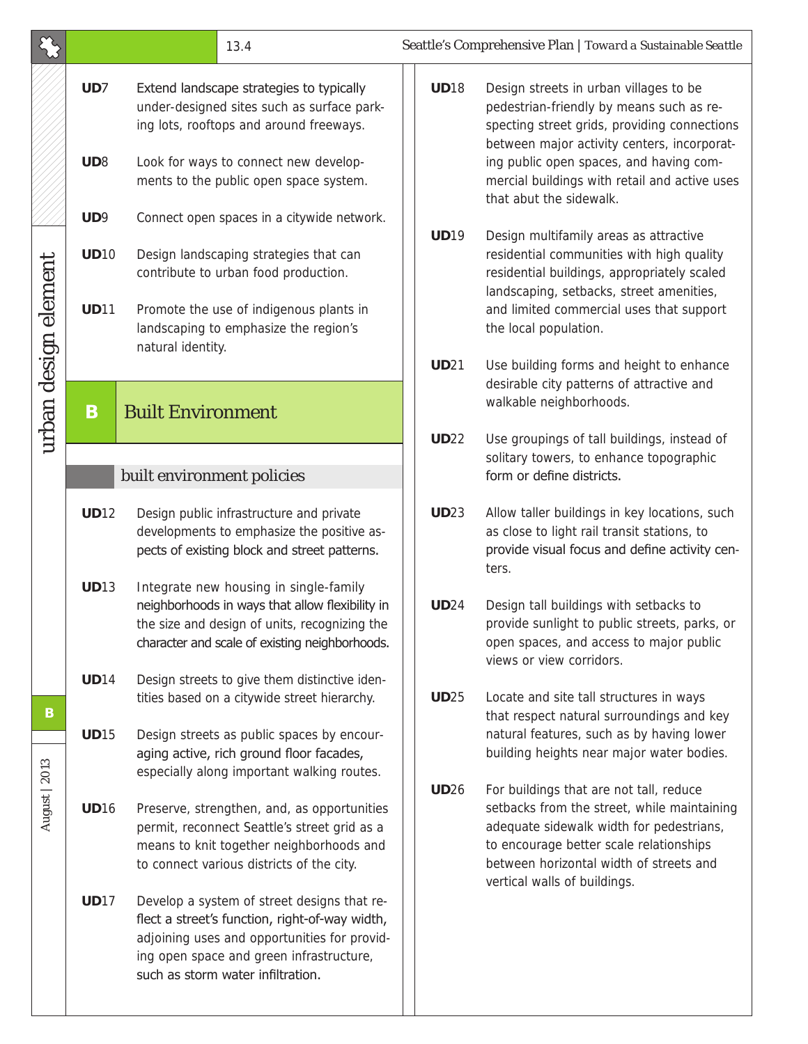**UD7** Extend landscape strategies to typically under-designed sites such as surface parking lots, rooftops and around freeways.

**UD8** Look for ways to connect new developments to the public open space system.

**UD9** Connect open spaces in a citywide network.

**UD10** Design landscaping strategies that can contribute to urban food production.

**UD11** Promote the use of indigenous plants in landscaping to emphasize the region's natural identity.

## B Built Environment

### built environment policies

**UD12** Design public infrastructure and private developments to emphasize the positive aspects of existing block and street patterns.

**UD13** Integrate new housing in single-family neighborhoods in ways that allow flexibility in the size and design of units, recognizing the character and scale of existing neighborhoods.

**UD14** Design streets to give them distinctive identities based on a citywide street hierarchy.

**UD15** Design streets as public spaces by encouraging active, rich ground floor facades, especially along important walking routes.

**UD16** Preserve, strengthen, and, as opportunities permit, reconnect Seattle's street grid as a means to knit together neighborhoods and to connect various districts of the city.

**UD17** Develop a system of street designs that reflect a street's function, right-of-way width, adjoining uses and opportunities for providing open space and green infrastructure, such as storm water infiltration.

**UD18** Design streets in urban villages to be pedestrian-friendly by means such as respecting street grids, providing connections between major activity centers, incorporating public open spaces, and having commercial buildings with retail and active uses that abut the sidewalk.

**UD19** Design multifamily areas as attractive residential communities with high quality residential buildings, appropriately scaled landscaping, setbacks, street amenities, and limited commercial uses that support the local population.

**UD21** Use building forms and height to enhance desirable city patterns of attractive and walkable neighborhoods.

**UD22** Use groupings of tall buildings, instead of solitary towers, to enhance topographic form or define districts.

**UD23** Allow taller buildings in key locations, such as close to light rail transit stations, to provide visual focus and define activity centers.

**UD24** Design tall buildings with setbacks to provide sunlight to public streets, parks, or open spaces, and access to major public views or view corridors.

**UD25** Locate and site tall structures in ways that respect natural surroundings and key natural features, such as by having lower building heights near major water bodies.

**UD26** For buildings that are not tall, reduce setbacks from the street, while maintaining adequate sidewalk width for pedestrians, to encourage better scale relationships between horizontal width of streets and vertical walls of buildings.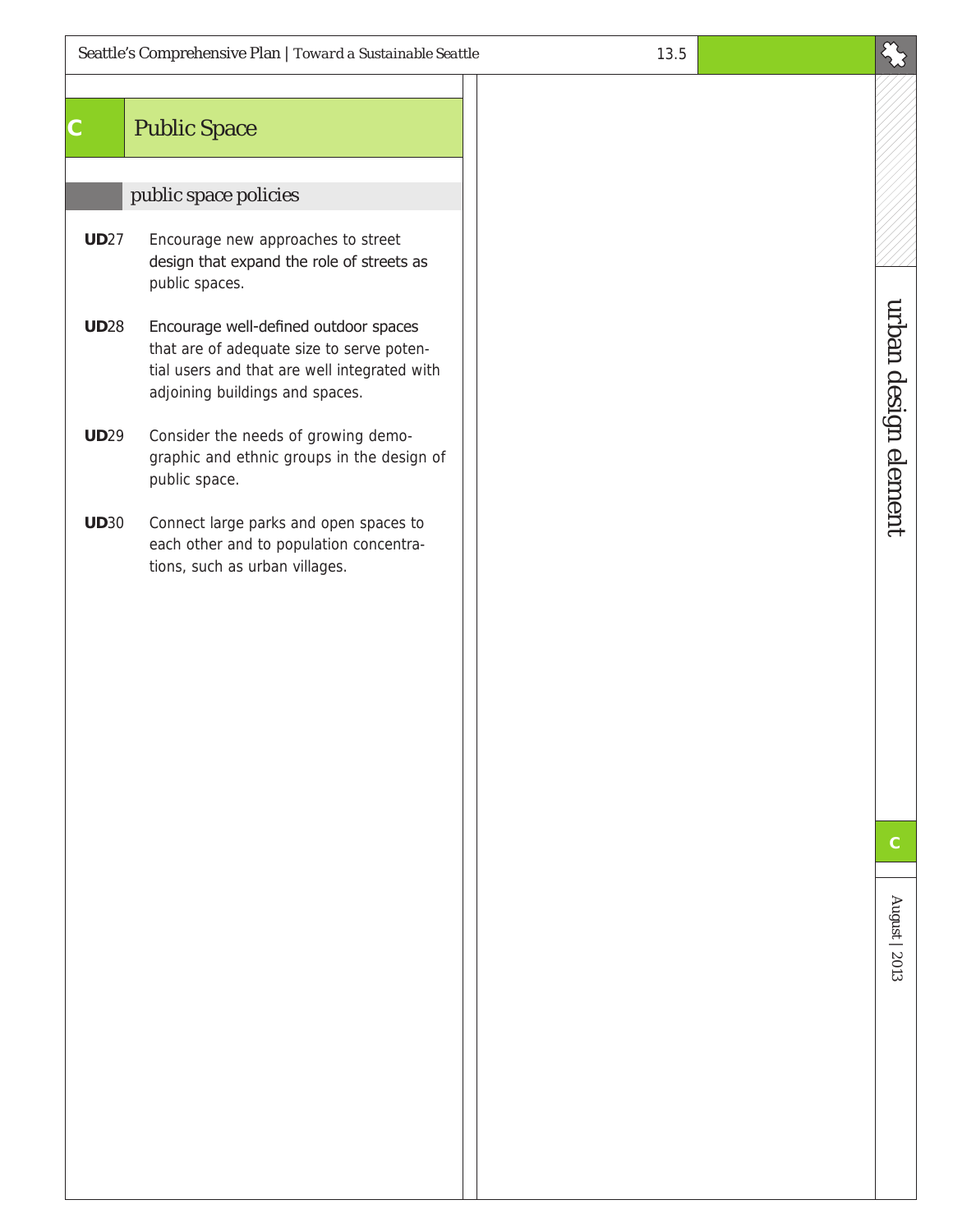## C Public Space

### public space policies

**UD**27 Encourage new approaches to street design that expand the role of streets as public spaces.

**UD**28 Encourage well-defined outdoor spaces that are of adequate size to serve potential users and that are well integrated with adjoining buildings and spaces.

**UD**29 Consider the needs of growing demographic and ethnic groups in the design of public space.

**UD**30 Connect large parks and open spaces to each other and to population concentrations, such as urban villages.